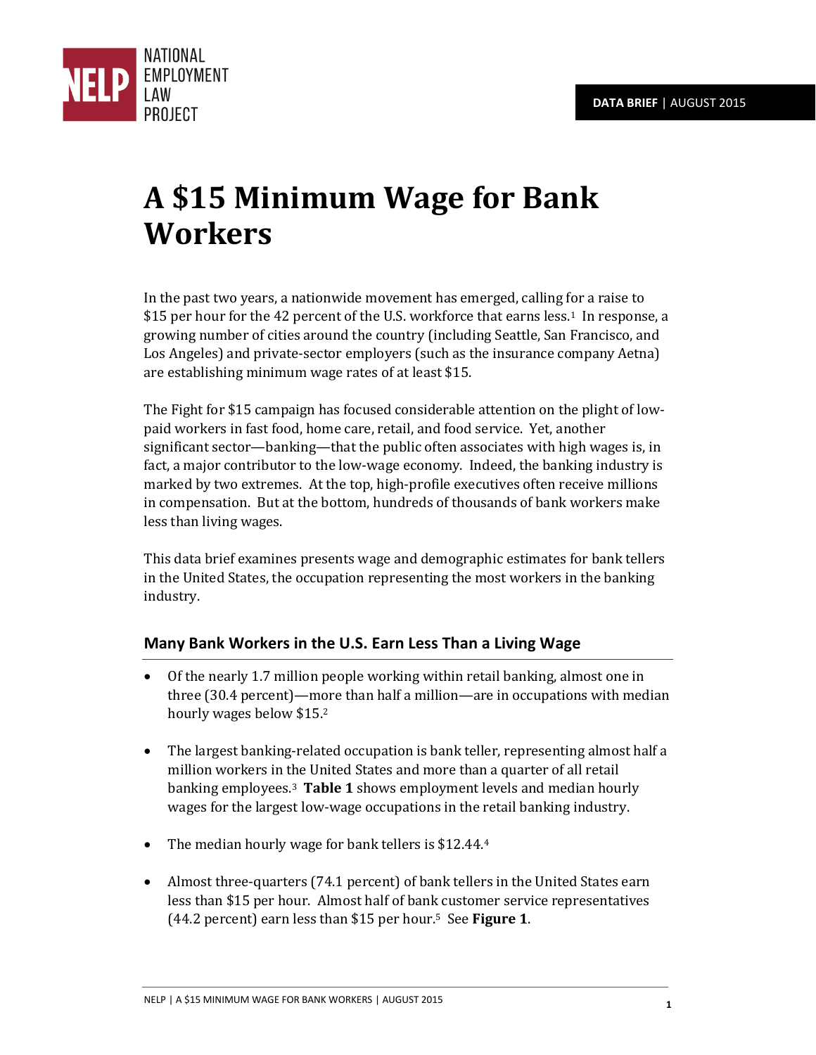NATIONAL EMPLOYMENT LAW PROJECT

**DATA BRIEF** | AUGUST 2015

# A $15 Minimum Wage for Bank Workers

In the past two years, a nationwide movement has emerged, calling for a raise to $15 per hour for the 42 percent of the U.S. workforce that earns less.[1] In response, a growing number of cities around the country (including Seattle, San Francisco, and Los Angeles) and private-sector employers (such as the insurance company Aetna) are establishing minimum wage rates of at least $15.

The Fight for $15 campaign has focused considerable attention on the plight of low-paid workers in fast food, home care, retail, and food service. Yet, another significant sector—banking—that the public often associates with high wages is, in fact, a major contributor to the low-wage economy. Indeed, the banking industry is marked by two extremes. At the top, high-profile executives often receive millions in compensation. But at the bottom, hundreds of thousands of bank workers make less than living wages.

This data brief examines presents wage and demographic estimates for bank tellers in the United States, the occupation representing the most workers in the banking industry.

## Many Bank Workers in the U.S. Earn Less Than a Living Wage

- Of the nearly 1.7 million people working within retail banking, almost one in three (30.4 percent)—more than half a million—are in occupations with median hourly wages below $15.[2]
- The largest banking-related occupation is bank teller, representing almost half a million workers in the United States and more than a quarter of all retail banking employees.[3] **Table 1** shows employment levels and median hourly wages for the largest low-wage occupations in the retail banking industry.
- The median hourly wage for bank tellers is $12.44.[4]
- Almost three-quarters (74.1 percent) of bank tellers in the United States earn less than $15 per hour. Almost half of bank customer service representatives (44.2 percent) earn less than $15 per hour.[5] See **Figure 1**.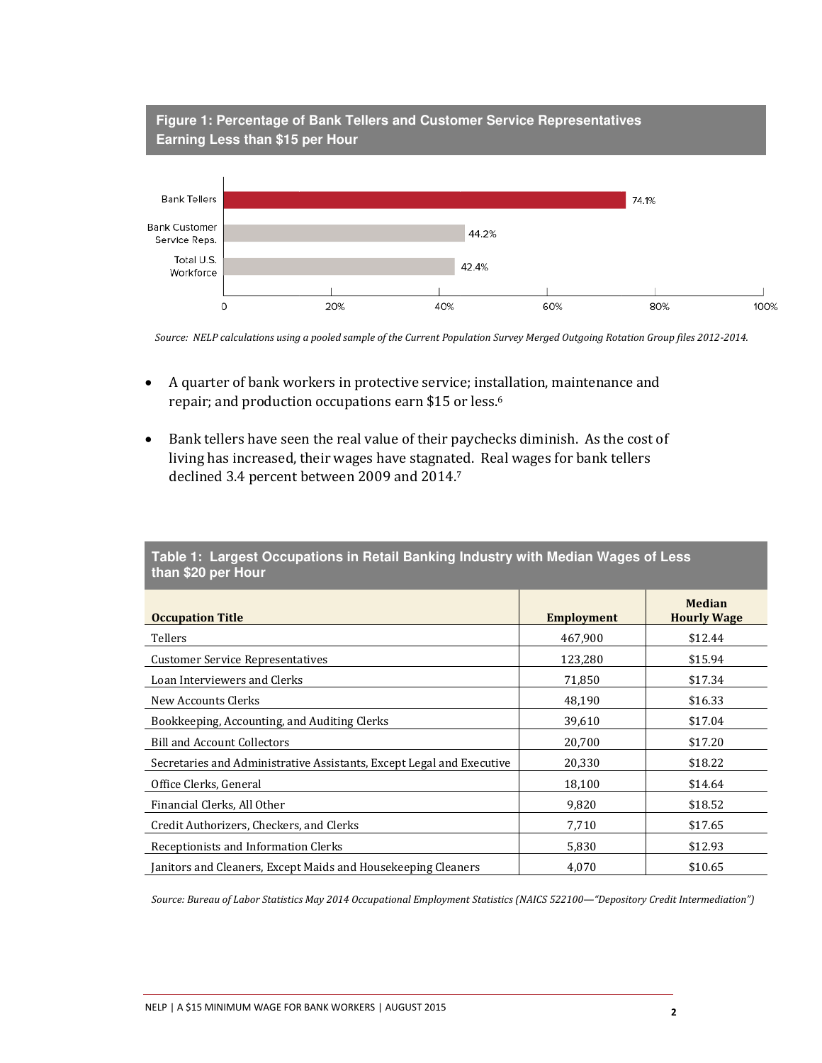**Figure 1: Percentage of Bank Tellers and Customer Service Representatives Earning Less than $15 per Hour**

| Category | Percentage |
|---|---|
| Bank Tellers | 74.1% |
| Bank Customer Service Reps. | 44.2% |
| Total U.S. Workforce | 42.4% |

*Source: NELP calculations using a pooled sample of the Current Population Survey Merged Outgoing Rotation Group files 2012-2014.*

- A quarter of bank workers in protective service; installation, maintenance and repair; and production occupations earn $15 or less.[6]

- Bank tellers have seen the real value of their paychecks diminish. As the cost of living has increased, their wages have stagnated. Real wages for bank tellers declined 3.4 percent between 2009 and 2014.[7]

**Table 1: Largest Occupations in Retail Banking Industry with Median Wages of Less than $20 per Hour**

| Occupation Title | Employment | Median Hourly Wage |
|---|---|---|
| Tellers | 467,900 | $12.44 |
| Customer Service Representatives | 123,280 | $15.94 |
| Loan Interviewers and Clerks | 71,850 | $17.34 |
| New Accounts Clerks | 48,190 | $16.33 |
| Bookkeeping, Accounting, and Auditing Clerks | 39,610 | $17.04 |
| Bill and Account Collectors | 20,700 | $17.20 |
| Secretaries and Administrative Assistants, Except Legal and Executive | 20,330 | $18.22 |
| Office Clerks, General | 18,100 | $14.64 |
| Financial Clerks, All Other | 9,820 | $18.52 |
| Credit Authorizers, Checkers, and Clerks | 7,710 | $17.65 |
| Receptionists and Information Clerks | 5,830 | $12.93 |
| Janitors and Cleaners, Except Maids and Housekeeping Cleaners | 4,070 | $10.65 |

*Source: Bureau of Labor Statistics May 2014 Occupational Employment Statistics (NAICS 522100—"Depository Credit Intermediation")*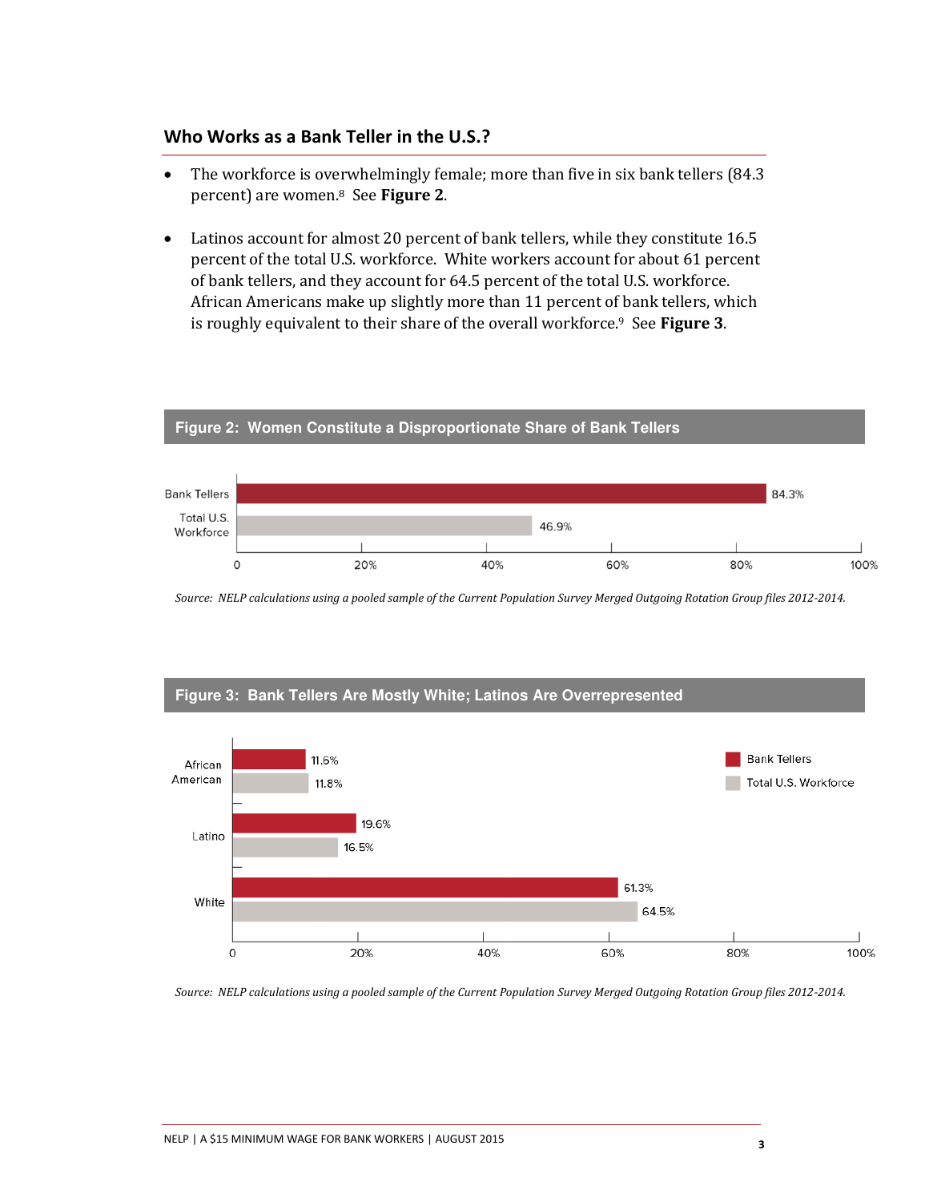## Who Works as a Bank Teller in the U.S.?

- The workforce is overwhelmingly female; more than five in six bank tellers (84.3 percent) are women.[8] See **Figure 2**.
- Latinos account for almost 20 percent of bank tellers, while they constitute 16.5 percent of the total U.S. workforce. White workers account for about 61 percent of bank tellers, and they account for 64.5 percent of the total U.S. workforce. African Americans make up slightly more than 11 percent of bank tellers, which is roughly equivalent to their share of the overall workforce.[9] See **Figure 3**.

**Figure 2: Women Constitute a Disproportionate Share of Bank Tellers**

| | Women |
|---|---|
| Bank Tellers | 84.3% |
| Total U.S. Workforce | 46.9% |

*Source: NELP calculations using a pooled sample of the Current Population Survey Merged Outgoing Rotation Group files 2012-2014.*

**Figure 3: Bank Tellers Are Mostly White; Latinos Are Overrepresented**

| | Bank Tellers | Total U.S. Workforce |
|---|---|---|
| African American | 11.6% | 11.8% |
| Latino | 19.6% | 16.5% |
| White | 61.3% | 64.5% |

*Source: NELP calculations using a pooled sample of the Current Population Survey Merged Outgoing Rotation Group files 2012-2014.*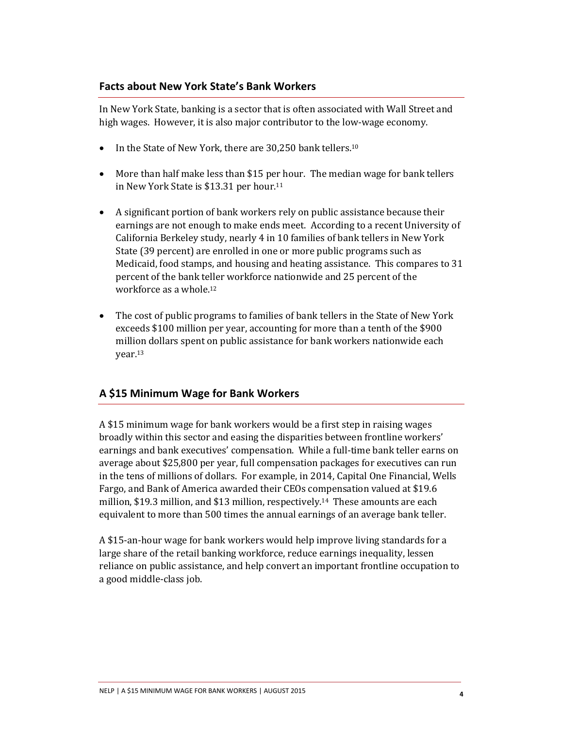## Facts about New York State's Bank Workers

In New York State, banking is a sector that is often associated with Wall Street and high wages. However, it is also major contributor to the low-wage economy.

- In the State of New York, there are 30,250 bank tellers.[10]
- More than half make less than $15 per hour. The median wage for bank tellers in New York State is $13.31 per hour.[11]
- A significant portion of bank workers rely on public assistance because their earnings are not enough to make ends meet. According to a recent University of California Berkeley study, nearly 4 in 10 families of bank tellers in New York State (39 percent) are enrolled in one or more public programs such as Medicaid, food stamps, and housing and heating assistance. This compares to 31 percent of the bank teller workforce nationwide and 25 percent of the workforce as a whole.[12]
- The cost of public programs to families of bank tellers in the State of New York exceeds $100 million per year, accounting for more than a tenth of the $900 million dollars spent on public assistance for bank workers nationwide each year.[13]

## A $15 Minimum Wage for Bank Workers

A $15 minimum wage for bank workers would be a first step in raising wages broadly within this sector and easing the disparities between frontline workers' earnings and bank executives' compensation. While a full-time bank teller earns on average about $25,800 per year, full compensation packages for executives can run in the tens of millions of dollars. For example, in 2014, Capital One Financial, Wells Fargo, and Bank of America awarded their CEOs compensation valued at $19.6 million, $19.3 million, and $13 million, respectively.[14] These amounts are each equivalent to more than 500 times the annual earnings of an average bank teller.

A $15-an-hour wage for bank workers would help improve living standards for a large share of the retail banking workforce, reduce earnings inequality, lessen reliance on public assistance, and help convert an important frontline occupation to a good middle-class job.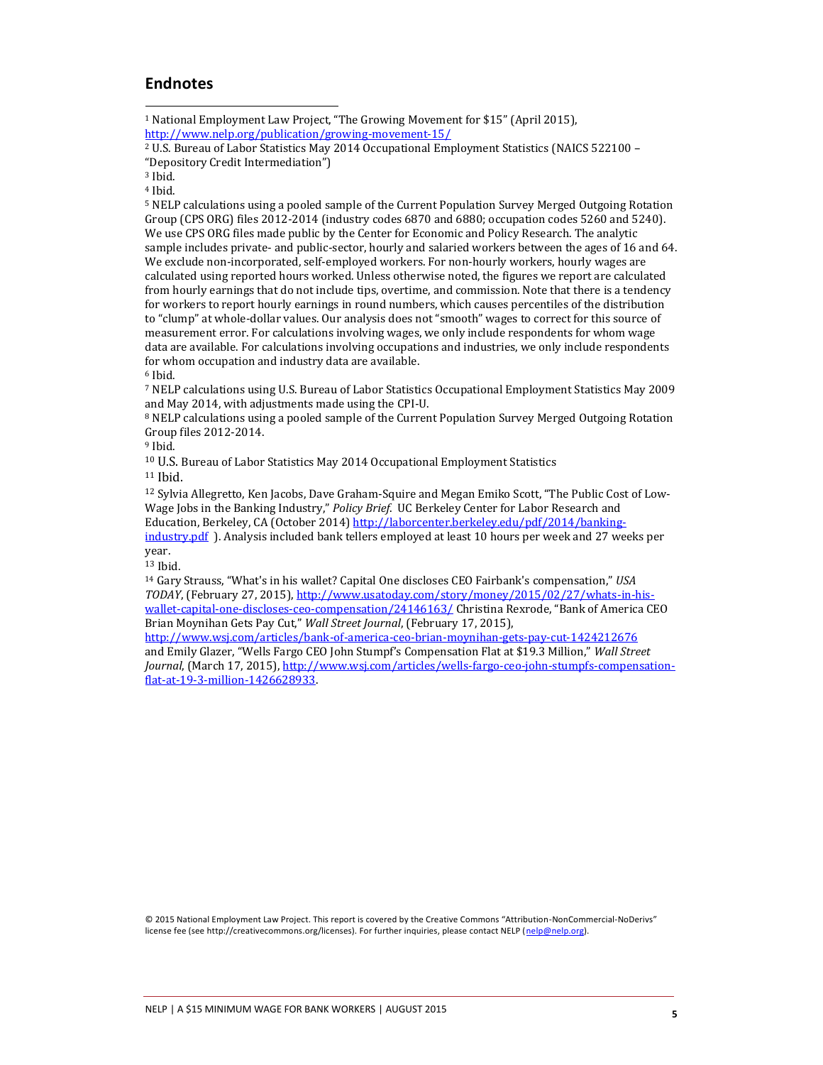## Endnotes

[1] National Employment Law Project, "The Growing Movement for $15" (April 2015), http://www.nelp.org/publication/growing-movement-15/

[2] U.S. Bureau of Labor Statistics May 2014 Occupational Employment Statistics (NAICS 522100 – "Depository Credit Intermediation")

[3] Ibid.

[4] Ibid.

[5] NELP calculations using a pooled sample of the Current Population Survey Merged Outgoing Rotation Group (CPS ORG) files 2012-2014 (industry codes 6870 and 6880; occupation codes 5260 and 5240). We use CPS ORG files made public by the Center for Economic and Policy Research. The analytic sample includes private- and public-sector, hourly and salaried workers between the ages of 16 and 64. We exclude non-incorporated, self-employed workers. For non-hourly workers, hourly wages are calculated using reported hours worked. Unless otherwise noted, the figures we report are calculated from hourly earnings that do not include tips, overtime, and commission. Note that there is a tendency for workers to report hourly earnings in round numbers, which causes percentiles of the distribution to "clump" at whole-dollar values. Our analysis does not "smooth" wages to correct for this source of measurement error. For calculations involving wages, we only include respondents for whom wage data are available. For calculations involving occupations and industries, we only include respondents for whom occupation and industry data are available.

[6] Ibid.

[7] NELP calculations using U.S. Bureau of Labor Statistics Occupational Employment Statistics May 2009 and May 2014, with adjustments made using the CPI-U.

[8] NELP calculations using a pooled sample of the Current Population Survey Merged Outgoing Rotation Group files 2012-2014.

[9] Ibid.

[10] U.S. Bureau of Labor Statistics May 2014 Occupational Employment Statistics

[11] Ibid.

[12] Sylvia Allegretto, Ken Jacobs, Dave Graham-Squire and Megan Emiko Scott, "The Public Cost of Low-Wage Jobs in the Banking Industry," *Policy Brief*. UC Berkeley Center for Labor Research and Education, Berkeley, CA (October 2014) http://laborcenter.berkeley.edu/pdf/2014/banking-industry.pdf ). Analysis included bank tellers employed at least 10 hours per week and 27 weeks per year.

[13] Ibid.

[14] Gary Strauss, "What's in his wallet? Capital One discloses CEO Fairbank's compensation," *USA TODAY*, (February 27, 2015), http://www.usatoday.com/story/money/2015/02/27/whats-in-his-wallet-capital-one-discloses-ceo-compensation/24146163/ Christina Rexrode, "Bank of America CEO Brian Moynihan Gets Pay Cut," *Wall Street Journal*, (February 17, 2015), http://www.wsj.com/articles/bank-of-america-ceo-brian-moynihan-gets-pay-cut-1424212676 and Emily Glazer, "Wells Fargo CEO John Stumpf's Compensation Flat at $19.3 Million," *Wall Street Journal*, (March 17, 2015), http://www.wsj.com/articles/wells-fargo-ceo-john-stumpfs-compensation-flat-at-19-3-million-1426628933.

© 2015 National Employment Law Project. This report is covered by the Creative Commons "Attribution-NonCommercial-NoDerivs" license fee (see http://creativecommons.org/licenses). For further inquiries, please contact NELP (nelp@nelp.org).